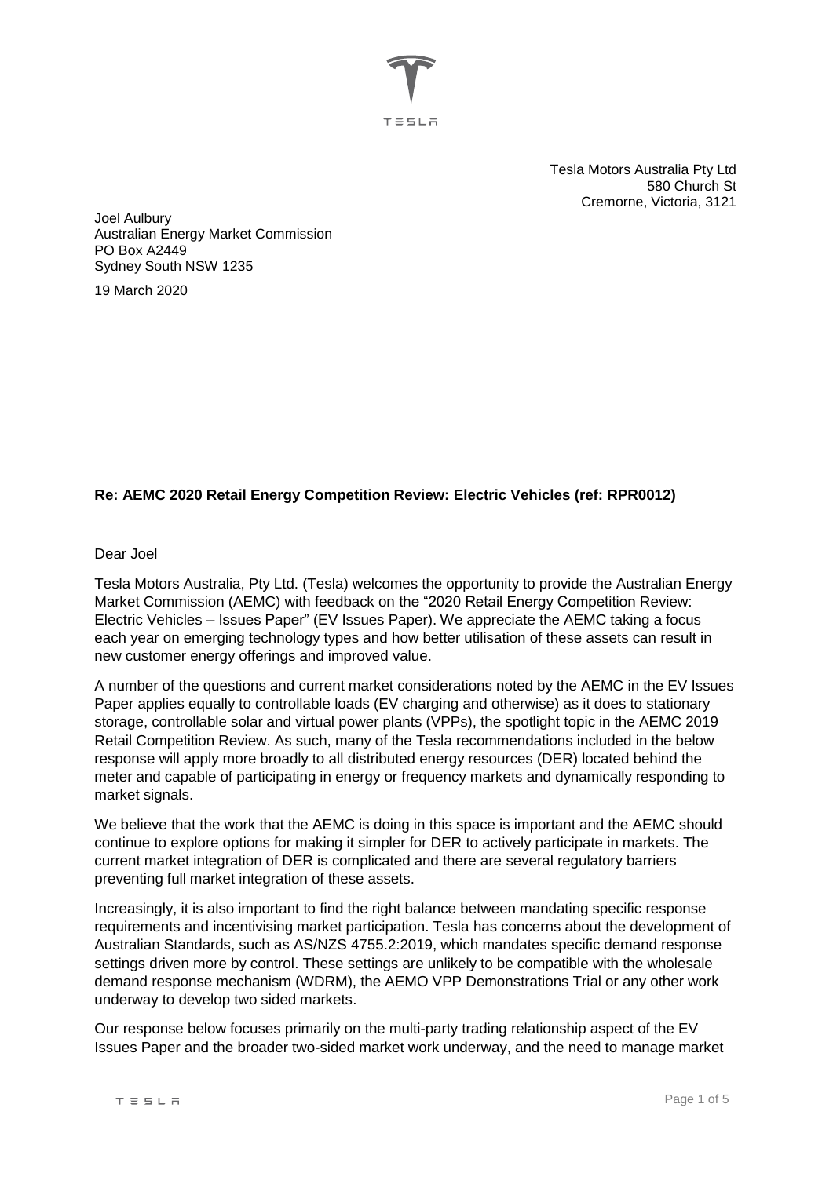Tesla Motors Australia Pty Ltd
580 Church St
Cremorne, Victoria, 3121

Joel Aulbury
Australian Energy Market Commission
PO Box A2449
Sydney South NSW 1235

19 March 2020

**Re: AEMC 2020 Retail Energy Competition Review: Electric Vehicles (ref: RPR0012)**

Dear Joel

Tesla Motors Australia, Pty Ltd. (Tesla) welcomes the opportunity to provide the Australian Energy Market Commission (AEMC) with feedback on the "2020 Retail Energy Competition Review: Electric Vehicles – Issues Paper" (EV Issues Paper). We appreciate the AEMC taking a focus each year on emerging technology types and how better utilisation of these assets can result in new customer energy offerings and improved value.

A number of the questions and current market considerations noted by the AEMC in the EV Issues Paper applies equally to controllable loads (EV charging and otherwise) as it does to stationary storage, controllable solar and virtual power plants (VPPs), the spotlight topic in the AEMC 2019 Retail Competition Review. As such, many of the Tesla recommendations included in the below response will apply more broadly to all distributed energy resources (DER) located behind the meter and capable of participating in energy or frequency markets and dynamically responding to market signals.

We believe that the work that the AEMC is doing in this space is important and the AEMC should continue to explore options for making it simpler for DER to actively participate in markets. The current market integration of DER is complicated and there are several regulatory barriers preventing full market integration of these assets.

Increasingly, it is also important to find the right balance between mandating specific response requirements and incentivising market participation. Tesla has concerns about the development of Australian Standards, such as AS/NZS 4755.2:2019, which mandates specific demand response settings driven more by control. These settings are unlikely to be compatible with the wholesale demand response mechanism (WDRM), the AEMO VPP Demonstrations Trial or any other work underway to develop two sided markets.

Our response below focuses primarily on the multi-party trading relationship aspect of the EV Issues Paper and the broader two-sided market work underway, and the need to manage market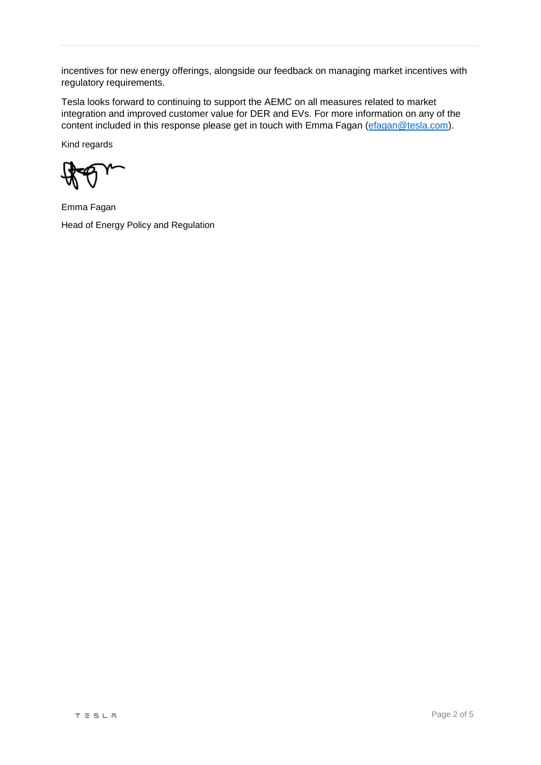incentives for new energy offerings, alongside our feedback on managing market incentives with regulatory requirements.

Tesla looks forward to continuing to support the AEMC on all measures related to market integration and improved customer value for DER and EVs. For more information on any of the content included in this response please get in touch with Emma Fagan (efagan@tesla.com).

Kind regards

Emma Fagan

Head of Energy Policy and Regulation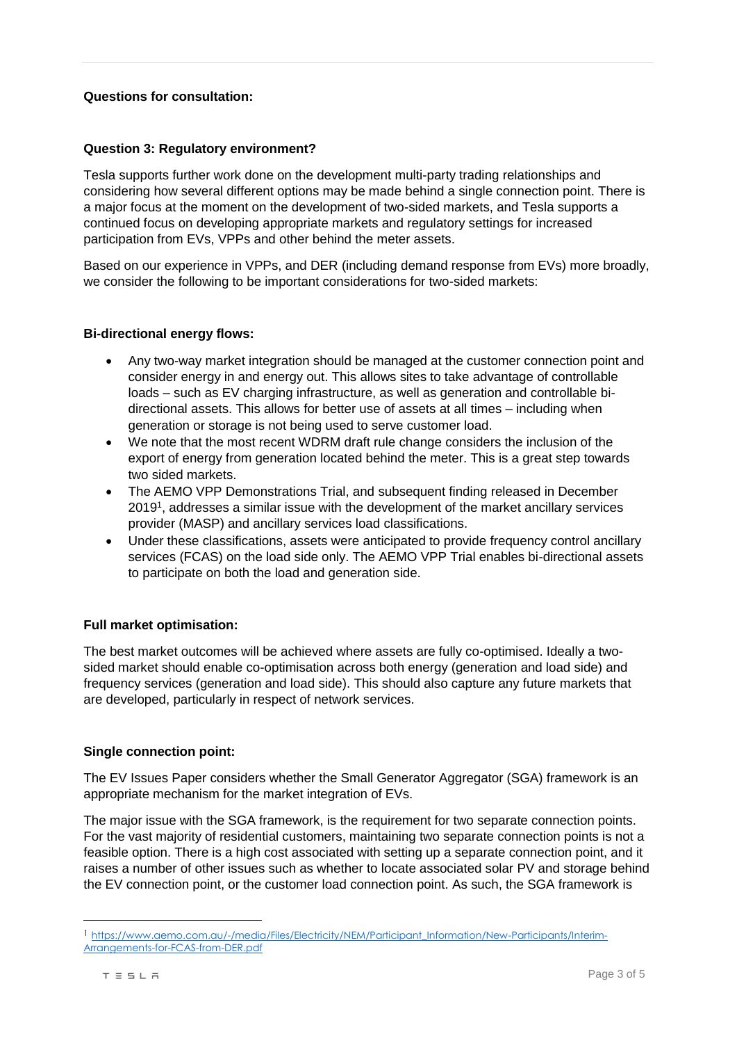**Questions for consultation:**

**Question 3: Regulatory environment?**

Tesla supports further work done on the development multi-party trading relationships and considering how several different options may be made behind a single connection point. There is a major focus at the moment on the development of two-sided markets, and Tesla supports a continued focus on developing appropriate markets and regulatory settings for increased participation from EVs, VPPs and other behind the meter assets.

Based on our experience in VPPs, and DER (including demand response from EVs) more broadly, we consider the following to be important considerations for two-sided markets:

**Bi-directional energy flows:**

- Any two-way market integration should be managed at the customer connection point and consider energy in and energy out. This allows sites to take advantage of controllable loads – such as EV charging infrastructure, as well as generation and controllable bi-directional assets. This allows for better use of assets at all times – including when generation or storage is not being used to serve customer load.
- We note that the most recent WDRM draft rule change considers the inclusion of the export of energy from generation located behind the meter. This is a great step towards two sided markets.
- The AEMO VPP Demonstrations Trial, and subsequent finding released in December 2019[1], addresses a similar issue with the development of the market ancillary services provider (MASP) and ancillary services load classifications.
- Under these classifications, assets were anticipated to provide frequency control ancillary services (FCAS) on the load side only. The AEMO VPP Trial enables bi-directional assets to participate on both the load and generation side.

**Full market optimisation:**

The best market outcomes will be achieved where assets are fully co-optimised. Ideally a two-sided market should enable co-optimisation across both energy (generation and load side) and frequency services (generation and load side). This should also capture any future markets that are developed, particularly in respect of network services.

**Single connection point:**

The EV Issues Paper considers whether the Small Generator Aggregator (SGA) framework is an appropriate mechanism for the market integration of EVs.

The major issue with the SGA framework, is the requirement for two separate connection points. For the vast majority of residential customers, maintaining two separate connection points is not a feasible option. There is a high cost associated with setting up a separate connection point, and it raises a number of other issues such as whether to locate associated solar PV and storage behind the EV connection point, or the customer load connection point. As such, the SGA framework is

[1] https://www.aemo.com.au/-/media/Files/Electricity/NEM/Participant_Information/New-Participants/Interim-Arrangements-for-FCAS-from-DER.pdf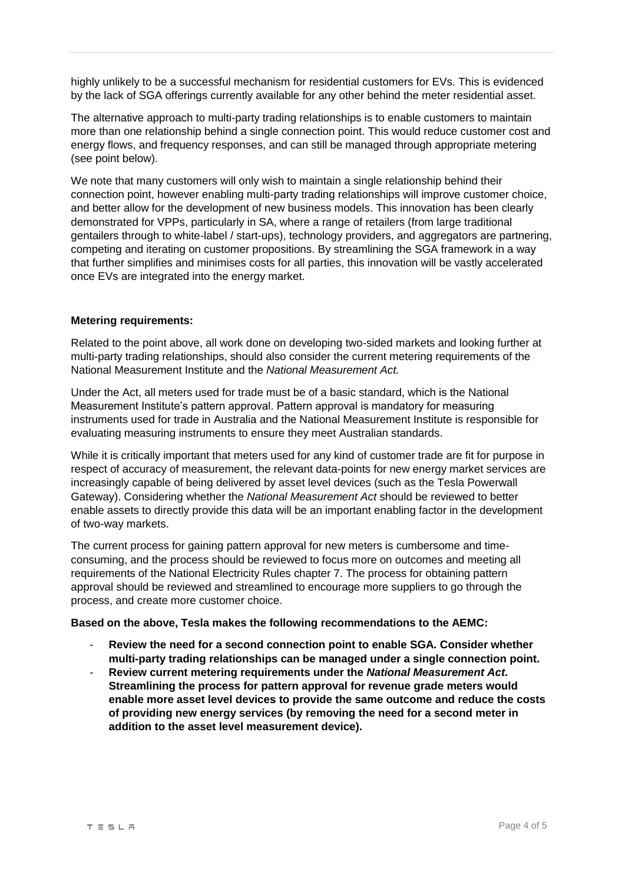highly unlikely to be a successful mechanism for residential customers for EVs. This is evidenced by the lack of SGA offerings currently available for any other behind the meter residential asset.

The alternative approach to multi-party trading relationships is to enable customers to maintain more than one relationship behind a single connection point. This would reduce customer cost and energy flows, and frequency responses, and can still be managed through appropriate metering (see point below).

We note that many customers will only wish to maintain a single relationship behind their connection point, however enabling multi-party trading relationships will improve customer choice, and better allow for the development of new business models. This innovation has been clearly demonstrated for VPPs, particularly in SA, where a range of retailers (from large traditional gentailers through to white-label / start-ups), technology providers, and aggregators are partnering, competing and iterating on customer propositions. By streamlining the SGA framework in a way that further simplifies and minimises costs for all parties, this innovation will be vastly accelerated once EVs are integrated into the energy market.

**Metering requirements:**

Related to the point above, all work done on developing two-sided markets and looking further at multi-party trading relationships, should also consider the current metering requirements of the National Measurement Institute and the *National Measurement Act.*

Under the Act, all meters used for trade must be of a basic standard, which is the National Measurement Institute's pattern approval. Pattern approval is mandatory for measuring instruments used for trade in Australia and the National Measurement Institute is responsible for evaluating measuring instruments to ensure they meet Australian standards.

While it is critically important that meters used for any kind of customer trade are fit for purpose in respect of accuracy of measurement, the relevant data-points for new energy market services are increasingly capable of being delivered by asset level devices (such as the Tesla Powerwall Gateway). Considering whether the *National Measurement Act* should be reviewed to better enable assets to directly provide this data will be an important enabling factor in the development of two-way markets.

The current process for gaining pattern approval for new meters is cumbersome and time-consuming, and the process should be reviewed to focus more on outcomes and meeting all requirements of the National Electricity Rules chapter 7. The process for obtaining pattern approval should be reviewed and streamlined to encourage more suppliers to go through the process, and create more customer choice.

**Based on the above, Tesla makes the following recommendations to the AEMC:**

- **Review the need for a second connection point to enable SGA. Consider whether multi-party trading relationships can be managed under a single connection point.**
- **Review current metering requirements under the *National Measurement Act.* Streamlining the process for pattern approval for revenue grade meters would enable more asset level devices to provide the same outcome and reduce the costs of providing new energy services (by removing the need for a second meter in addition to the asset level measurement device).**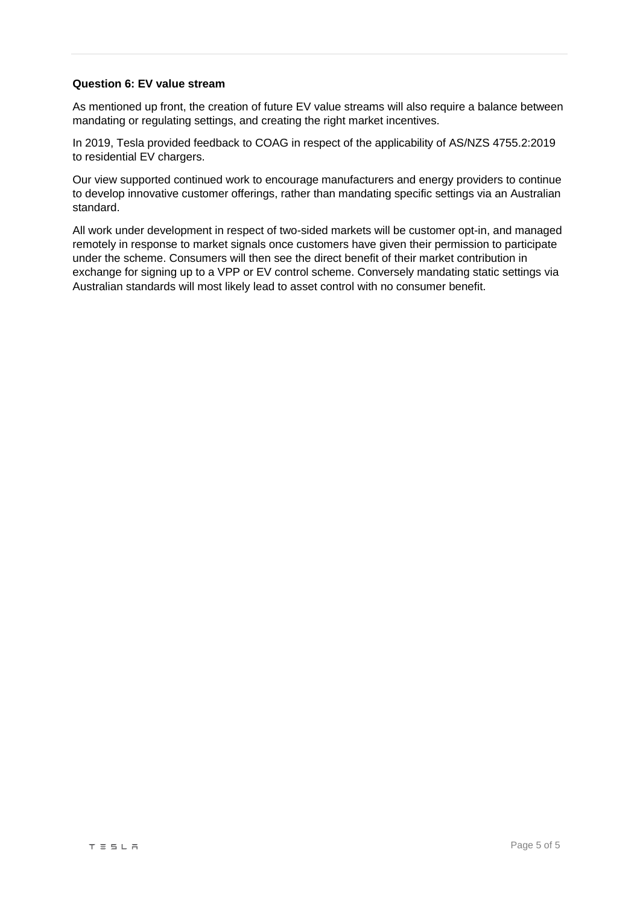**Question 6: EV value stream**

As mentioned up front, the creation of future EV value streams will also require a balance between mandating or regulating settings, and creating the right market incentives.

In 2019, Tesla provided feedback to COAG in respect of the applicability of AS/NZS 4755.2:2019 to residential EV chargers.

Our view supported continued work to encourage manufacturers and energy providers to continue to develop innovative customer offerings, rather than mandating specific settings via an Australian standard.

All work under development in respect of two-sided markets will be customer opt-in, and managed remotely in response to market signals once customers have given their permission to participate under the scheme. Consumers will then see the direct benefit of their market contribution in exchange for signing up to a VPP or EV control scheme. Conversely mandating static settings via Australian standards will most likely lead to asset control with no consumer benefit.